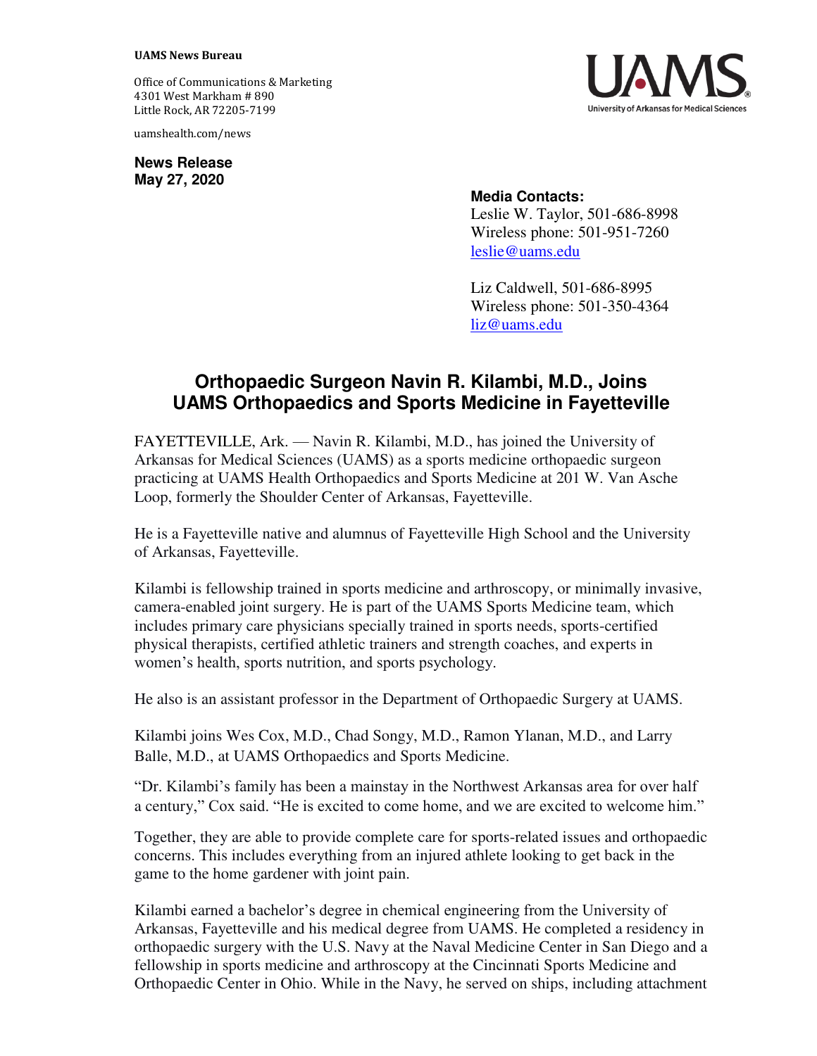**UAMS News Bureau**

Office of Communications & Marketing
4301 West Markham # 890
Little Rock, AR 72205-7199

uamshealth.com/news

**News Release**
**May 27, 2020**

**Media Contacts:**
Leslie W. Taylor, 501-686-8998
Wireless phone: 501-951-7260
leslie@uams.edu

Liz Caldwell, 501-686-8995
Wireless phone: 501-350-4364
liz@uams.edu

# Orthopaedic Surgeon Navin R. Kilambi, M.D., Joins UAMS Orthopaedics and Sports Medicine in Fayetteville

FAYETTEVILLE, Ark. — Navin R. Kilambi, M.D., has joined the University of Arkansas for Medical Sciences (UAMS) as a sports medicine orthopaedic surgeon practicing at UAMS Health Orthopaedics and Sports Medicine at 201 W. Van Asche Loop, formerly the Shoulder Center of Arkansas, Fayetteville.

He is a Fayetteville native and alumnus of Fayetteville High School and the University of Arkansas, Fayetteville.

Kilambi is fellowship trained in sports medicine and arthroscopy, or minimally invasive, camera-enabled joint surgery. He is part of the UAMS Sports Medicine team, which includes primary care physicians specially trained in sports needs, sports-certified physical therapists, certified athletic trainers and strength coaches, and experts in women's health, sports nutrition, and sports psychology.

He also is an assistant professor in the Department of Orthopaedic Surgery at UAMS.

Kilambi joins Wes Cox, M.D., Chad Songy, M.D., Ramon Ylanan, M.D., and Larry Balle, M.D., at UAMS Orthopaedics and Sports Medicine.

"Dr. Kilambi's family has been a mainstay in the Northwest Arkansas area for over half a century," Cox said. "He is excited to come home, and we are excited to welcome him."

Together, they are able to provide complete care for sports-related issues and orthopaedic concerns. This includes everything from an injured athlete looking to get back in the game to the home gardener with joint pain.

Kilambi earned a bachelor's degree in chemical engineering from the University of Arkansas, Fayetteville and his medical degree from UAMS. He completed a residency in orthopaedic surgery with the U.S. Navy at the Naval Medicine Center in San Diego and a fellowship in sports medicine and arthroscopy at the Cincinnati Sports Medicine and Orthopaedic Center in Ohio. While in the Navy, he served on ships, including attachment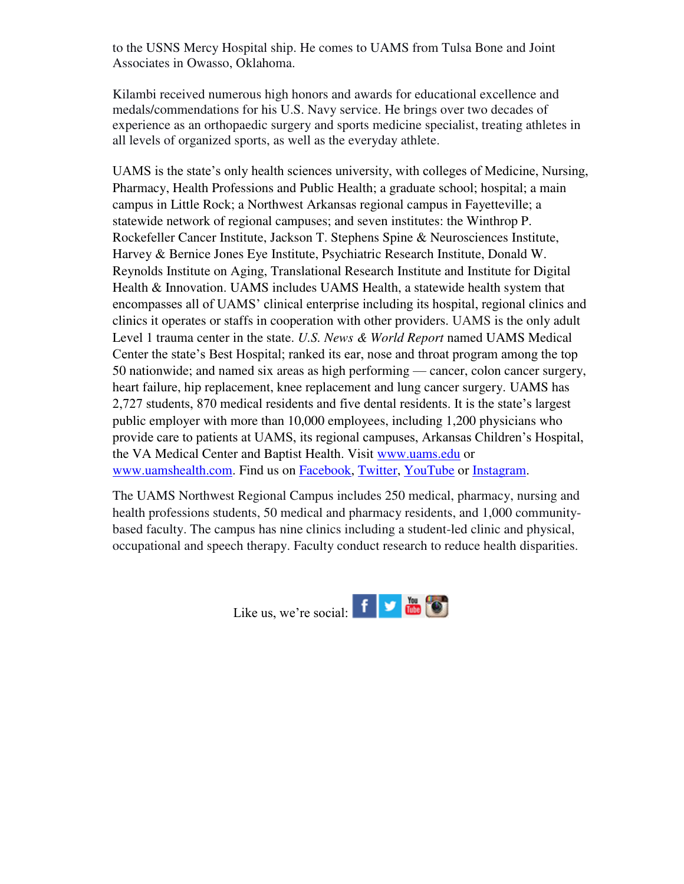to the USNS Mercy Hospital ship. He comes to UAMS from Tulsa Bone and Joint Associates in Owasso, Oklahoma.

Kilambi received numerous high honors and awards for educational excellence and medals/commendations for his U.S. Navy service. He brings over two decades of experience as an orthopaedic surgery and sports medicine specialist, treating athletes in all levels of organized sports, as well as the everyday athlete.

UAMS is the state's only health sciences university, with colleges of Medicine, Nursing, Pharmacy, Health Professions and Public Health; a graduate school; hospital; a main campus in Little Rock; a Northwest Arkansas regional campus in Fayetteville; a statewide network of regional campuses; and seven institutes: the Winthrop P. Rockefeller Cancer Institute, Jackson T. Stephens Spine & Neurosciences Institute, Harvey & Bernice Jones Eye Institute, Psychiatric Research Institute, Donald W. Reynolds Institute on Aging, Translational Research Institute and Institute for Digital Health & Innovation. UAMS includes UAMS Health, a statewide health system that encompasses all of UAMS' clinical enterprise including its hospital, regional clinics and clinics it operates or staffs in cooperation with other providers. UAMS is the only adult Level 1 trauma center in the state. *U.S. News & World Report* named UAMS Medical Center the state's Best Hospital; ranked its ear, nose and throat program among the top 50 nationwide; and named six areas as high performing — cancer, colon cancer surgery, heart failure, hip replacement, knee replacement and lung cancer surgery. UAMS has 2,727 students, 870 medical residents and five dental residents. It is the state's largest public employer with more than 10,000 employees, including 1,200 physicians who provide care to patients at UAMS, its regional campuses, Arkansas Children's Hospital, the VA Medical Center and Baptist Health. Visit [www.uams.edu](http://www.uams.edu) or [www.uamshealth.com](http://www.uamshealth.com). Find us on Facebook, Twitter, YouTube or Instagram.

The UAMS Northwest Regional Campus includes 250 medical, pharmacy, nursing and health professions students, 50 medical and pharmacy residents, and 1,000 community-based faculty. The campus has nine clinics including a student-led clinic and physical, occupational and speech therapy. Faculty conduct research to reduce health disparities.

Like us, we're social: